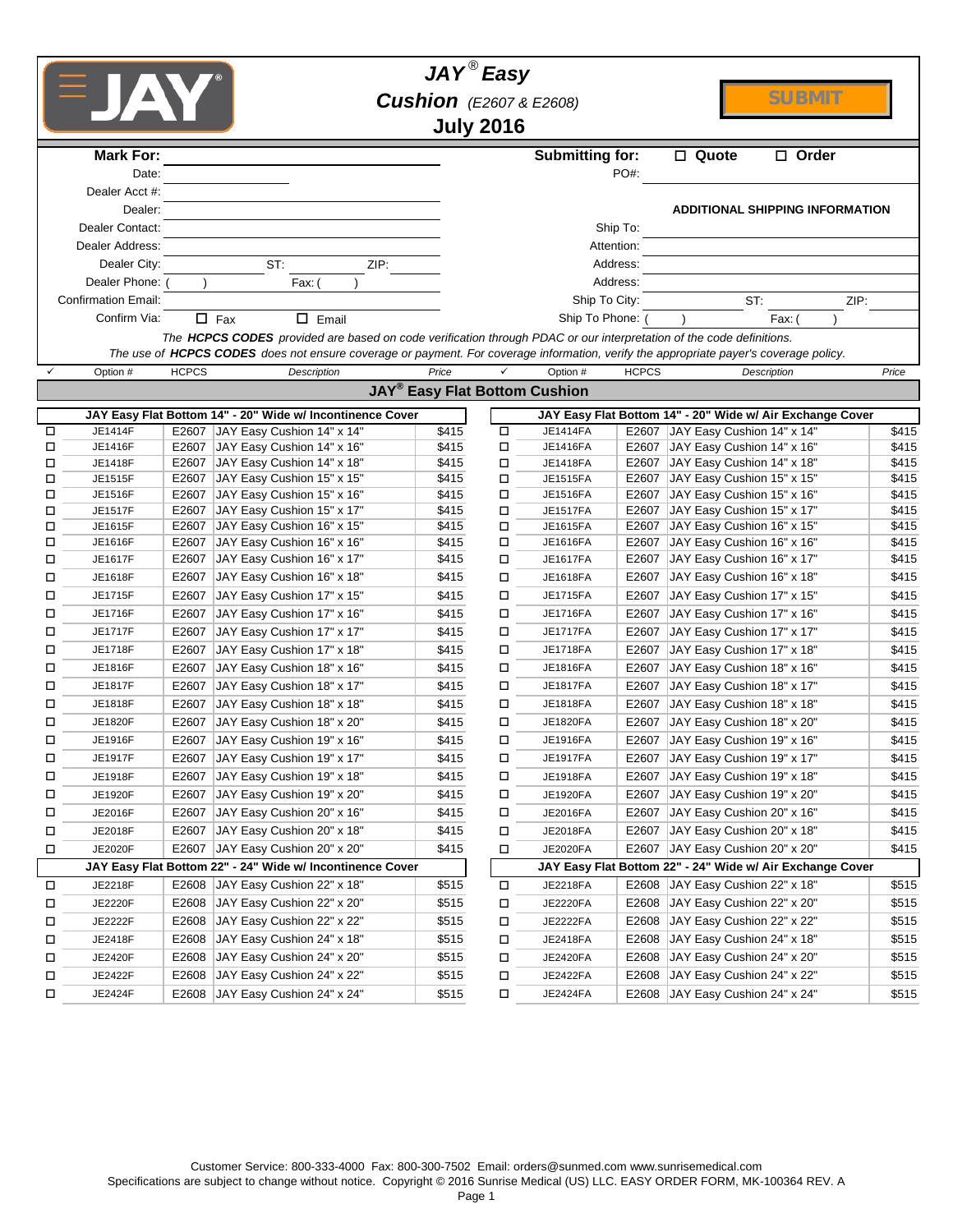# JAY® Easy Cushion (E2607 & E2608)

## July 2016

SUBMIT

**Mark For:** ______________________

Date: ______________

Dealer Acct #: ______________

Dealer: ______________

Dealer Contact: ______________

Dealer Address: ______________

Dealer City: ______________ ST: ______ ZIP: ______

Dealer Phone: ( ) Fax: ( )

Confirmation Email: ______________

Confirm Via: ☐ Fax ☐ Email

**Submitting for:** ☐ Quote ☐ Order

PO#: ______________

**ADDITIONAL SHIPPING INFORMATION**

Ship To: ______________

Attention: ______________

Address: ______________

Address: ______________

Ship To City: ______________ ST: ______ ZIP: ______

Ship To Phone: ( ) Fax: ( )

*The **HCPCS CODES** provided are based on code verification through PDAC or our interpretation of the code definitions.*
*The use of **HCPCS CODES** does not ensure coverage or payment. For coverage information, verify the appropriate payer's coverage policy.*

## JAY® Easy Flat Bottom Cushion

### JAY Easy Flat Bottom 14" - 20" Wide w/ Incontinence Cover

| ✓ | Option # | HCPCS | Description | Price |
|---|---|---|---|---|
| ☐ | JE1414F | E2607 | JAY Easy Cushion 14" x 14" | $415 |
| ☐ | JE1416F | E2607 | JAY Easy Cushion 14" x 16" | $415 |
| ☐ | JE1418F | E2607 | JAY Easy Cushion 14" x 18" | $415 |
| ☐ | JE1515F | E2607 | JAY Easy Cushion 15" x 15" | $415 |
| ☐ | JE1516F | E2607 | JAY Easy Cushion 15" x 16" | $415 |
| ☐ | JE1517F | E2607 | JAY Easy Cushion 15" x 17" | $415 |
| ☐ | JE1615F | E2607 | JAY Easy Cushion 16" x 15" | $415 |
| ☐ | JE1616F | E2607 | JAY Easy Cushion 16" x 16" | $415 |
| ☐ | JE1617F | E2607 | JAY Easy Cushion 16" x 17" | $415 |
| ☐ | JE1618F | E2607 | JAY Easy Cushion 16" x 18" | $415 |
| ☐ | JE1715F | E2607 | JAY Easy Cushion 17" x 15" | $415 |
| ☐ | JE1716F | E2607 | JAY Easy Cushion 17" x 16" | $415 |
| ☐ | JE1717F | E2607 | JAY Easy Cushion 17" x 17" | $415 |
| ☐ | JE1718F | E2607 | JAY Easy Cushion 17" x 18" | $415 |
| ☐ | JE1816F | E2607 | JAY Easy Cushion 18" x 16" | $415 |
| ☐ | JE1817F | E2607 | JAY Easy Cushion 18" x 17" | $415 |
| ☐ | JE1818F | E2607 | JAY Easy Cushion 18" x 18" | $415 |
| ☐ | JE1820F | E2607 | JAY Easy Cushion 18" x 20" | $415 |
| ☐ | JE1916F | E2607 | JAY Easy Cushion 19" x 16" | $415 |
| ☐ | JE1917F | E2607 | JAY Easy Cushion 19" x 17" | $415 |
| ☐ | JE1918F | E2607 | JAY Easy Cushion 19" x 18" | $415 |
| ☐ | JE1920F | E2607 | JAY Easy Cushion 19" x 20" | $415 |
| ☐ | JE2016F | E2607 | JAY Easy Cushion 20" x 16" | $415 |
| ☐ | JE2018F | E2607 | JAY Easy Cushion 20" x 18" | $415 |
| ☐ | JE2020F | E2607 | JAY Easy Cushion 20" x 20" | $415 |

### JAY Easy Flat Bottom 22" - 24" Wide w/ Incontinence Cover

| ✓ | Option # | HCPCS | Description | Price |
|---|---|---|---|---|
| ☐ | JE2218F | E2608 | JAY Easy Cushion 22" x 18" | $515 |
| ☐ | JE2220F | E2608 | JAY Easy Cushion 22" x 20" | $515 |
| ☐ | JE2222F | E2608 | JAY Easy Cushion 22" x 22" | $515 |
| ☐ | JE2418F | E2608 | JAY Easy Cushion 24" x 18" | $515 |
| ☐ | JE2420F | E2608 | JAY Easy Cushion 24" x 20" | $515 |
| ☐ | JE2422F | E2608 | JAY Easy Cushion 24" x 22" | $515 |
| ☐ | JE2424F | E2608 | JAY Easy Cushion 24" x 24" | $515 |

### JAY Easy Flat Bottom 14" - 20" Wide w/ Air Exchange Cover

| ✓ | Option # | HCPCS | Description | Price |
|---|---|---|---|---|
| ☐ | JE1414FA | E2607 | JAY Easy Cushion 14" x 14" | $415 |
| ☐ | JE1416FA | E2607 | JAY Easy Cushion 14" x 16" | $415 |
| ☐ | JE1418FA | E2607 | JAY Easy Cushion 14" x 18" | $415 |
| ☐ | JE1515FA | E2607 | JAY Easy Cushion 15" x 15" | $415 |
| ☐ | JE1516FA | E2607 | JAY Easy Cushion 15" x 16" | $415 |
| ☐ | JE1517FA | E2607 | JAY Easy Cushion 15" x 17" | $415 |
| ☐ | JE1615FA | E2607 | JAY Easy Cushion 16" x 15" | $415 |
| ☐ | JE1616FA | E2607 | JAY Easy Cushion 16" x 16" | $415 |
| ☐ | JE1617FA | E2607 | JAY Easy Cushion 16" x 17" | $415 |
| ☐ | JE1618FA | E2607 | JAY Easy Cushion 16" x 18" | $415 |
| ☐ | JE1715FA | E2607 | JAY Easy Cushion 17" x 15" | $415 |
| ☐ | JE1716FA | E2607 | JAY Easy Cushion 17" x 16" | $415 |
| ☐ | JE1717FA | E2607 | JAY Easy Cushion 17" x 17" | $415 |
| ☐ | JE1718FA | E2607 | JAY Easy Cushion 17" x 18" | $415 |
| ☐ | JE1816FA | E2607 | JAY Easy Cushion 18" x 16" | $415 |
| ☐ | JE1817FA | E2607 | JAY Easy Cushion 18" x 17" | $415 |
| ☐ | JE1818FA | E2607 | JAY Easy Cushion 18" x 18" | $415 |
| ☐ | JE1820FA | E2607 | JAY Easy Cushion 18" x 20" | $415 |
| ☐ | JE1916FA | E2607 | JAY Easy Cushion 19" x 16" | $415 |
| ☐ | JE1917FA | E2607 | JAY Easy Cushion 19" x 17" | $415 |
| ☐ | JE1918FA | E2607 | JAY Easy Cushion 19" x 18" | $415 |
| ☐ | JE1920FA | E2607 | JAY Easy Cushion 19" x 20" | $415 |
| ☐ | JE2016FA | E2607 | JAY Easy Cushion 20" x 16" | $415 |
| ☐ | JE2018FA | E2607 | JAY Easy Cushion 20" x 18" | $415 |
| ☐ | JE2020FA | E2607 | JAY Easy Cushion 20" x 20" | $415 |

### JAY Easy Flat Bottom 22" - 24" Wide w/ Air Exchange Cover

| ✓ | Option # | HCPCS | Description | Price |
|---|---|---|---|---|
| ☐ | JE2218FA | E2608 | JAY Easy Cushion 22" x 18" | $515 |
| ☐ | JE2220FA | E2608 | JAY Easy Cushion 22" x 20" | $515 |
| ☐ | JE2222FA | E2608 | JAY Easy Cushion 22" x 22" | $515 |
| ☐ | JE2418FA | E2608 | JAY Easy Cushion 24" x 18" | $515 |
| ☐ | JE2420FA | E2608 | JAY Easy Cushion 24" x 20" | $515 |
| ☐ | JE2422FA | E2608 | JAY Easy Cushion 24" x 22" | $515 |
| ☐ | JE2424FA | E2608 | JAY Easy Cushion 24" x 24" | $515 |

Customer Service: 800-333-4000 Fax: 800-300-7502 Email: orders@sunmed.com www.sunrisemedical.com
Specifications are subject to change without notice. Copyright © 2016 Sunrise Medical (US) LLC. EASY ORDER FORM, MK-100364 REV. A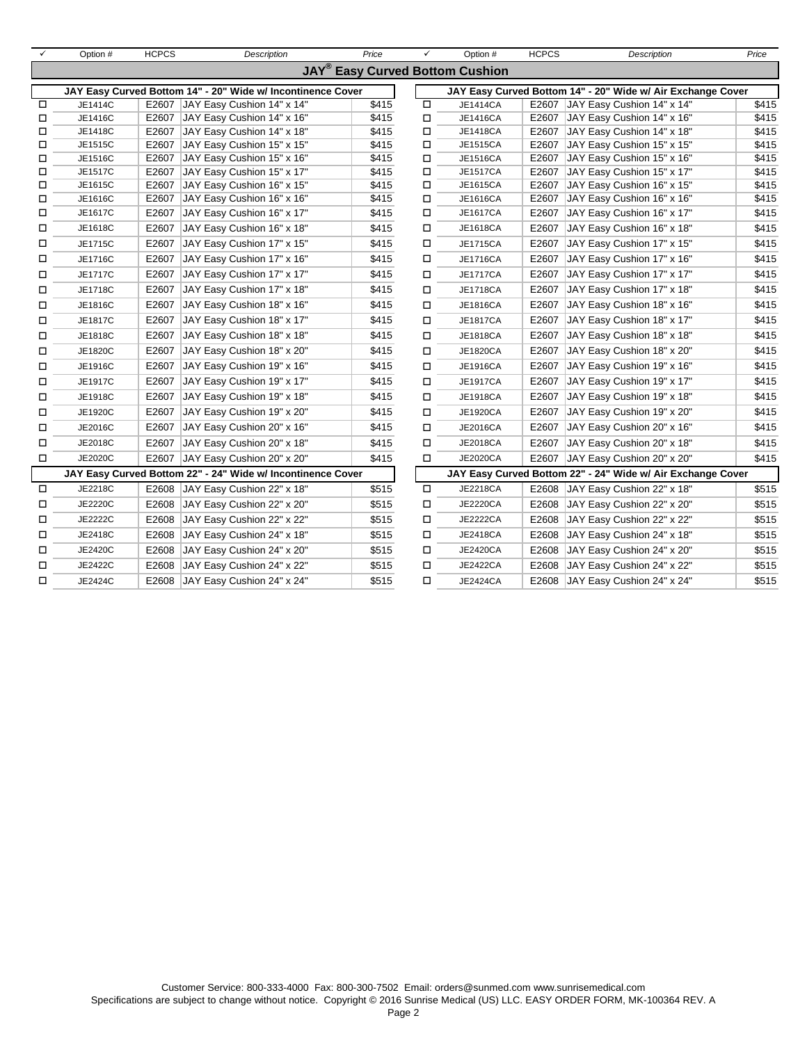# JAY® Easy Curved Bottom Cushion

### JAY Easy Curved Bottom 14" - 20" Wide w/ Incontinence Cover

| ✓ | Option # | HCPCS | Description | Price |
|---|---|---|---|---|
| ☐ | JE1414C | E2607 | JAY Easy Cushion 14" x 14" | $415 |
| ☐ | JE1416C | E2607 | JAY Easy Cushion 14" x 16" | $415 |
| ☐ | JE1418C | E2607 | JAY Easy Cushion 14" x 18" | $415 |
| ☐ | JE1515C | E2607 | JAY Easy Cushion 15" x 15" | $415 |
| ☐ | JE1516C | E2607 | JAY Easy Cushion 15" x 16" | $415 |
| ☐ | JE1517C | E2607 | JAY Easy Cushion 15" x 17" | $415 |
| ☐ | JE1615C | E2607 | JAY Easy Cushion 16" x 15" | $415 |
| ☐ | JE1616C | E2607 | JAY Easy Cushion 16" x 16" | $415 |
| ☐ | JE1617C | E2607 | JAY Easy Cushion 16" x 17" | $415 |
| ☐ | JE1618C | E2607 | JAY Easy Cushion 16" x 18" | $415 |
| ☐ | JE1715C | E2607 | JAY Easy Cushion 17" x 15" | $415 |
| ☐ | JE1716C | E2607 | JAY Easy Cushion 17" x 16" | $415 |
| ☐ | JE1717C | E2607 | JAY Easy Cushion 17" x 17" | $415 |
| ☐ | JE1718C | E2607 | JAY Easy Cushion 17" x 18" | $415 |
| ☐ | JE1816C | E2607 | JAY Easy Cushion 18" x 16" | $415 |
| ☐ | JE1817C | E2607 | JAY Easy Cushion 18" x 17" | $415 |
| ☐ | JE1818C | E2607 | JAY Easy Cushion 18" x 18" | $415 |
| ☐ | JE1820C | E2607 | JAY Easy Cushion 18" x 20" | $415 |
| ☐ | JE1916C | E2607 | JAY Easy Cushion 19" x 16" | $415 |
| ☐ | JE1917C | E2607 | JAY Easy Cushion 19" x 17" | $415 |
| ☐ | JE1918C | E2607 | JAY Easy Cushion 19" x 18" | $415 |
| ☐ | JE1920C | E2607 | JAY Easy Cushion 19" x 20" | $415 |
| ☐ | JE2016C | E2607 | JAY Easy Cushion 20" x 16" | $415 |
| ☐ | JE2018C | E2607 | JAY Easy Cushion 20" x 18" | $415 |
| ☐ | JE2020C | E2607 | JAY Easy Cushion 20" x 20" | $415 |

### JAY Easy Curved Bottom 22" - 24" Wide w/ Incontinence Cover

| ✓ | Option # | HCPCS | Description | Price |
|---|---|---|---|---|
| ☐ | JE2218C | E2608 | JAY Easy Cushion 22" x 18" | $515 |
| ☐ | JE2220C | E2608 | JAY Easy Cushion 22" x 20" | $515 |
| ☐ | JE2222C | E2608 | JAY Easy Cushion 22" x 22" | $515 |
| ☐ | JE2418C | E2608 | JAY Easy Cushion 24" x 18" | $515 |
| ☐ | JE2420C | E2608 | JAY Easy Cushion 24" x 20" | $515 |
| ☐ | JE2422C | E2608 | JAY Easy Cushion 24" x 22" | $515 |
| ☐ | JE2424C | E2608 | JAY Easy Cushion 24" x 24" | $515 |

### JAY Easy Curved Bottom 14" - 20" Wide w/ Air Exchange Cover

| ✓ | Option # | HCPCS | Description | Price |
|---|---|---|---|---|
| ☐ | JE1414CA | E2607 | JAY Easy Cushion 14" x 14" | $415 |
| ☐ | JE1416CA | E2607 | JAY Easy Cushion 14" x 16" | $415 |
| ☐ | JE1418CA | E2607 | JAY Easy Cushion 14" x 18" | $415 |
| ☐ | JE1515CA | E2607 | JAY Easy Cushion 15" x 15" | $415 |
| ☐ | JE1516CA | E2607 | JAY Easy Cushion 15" x 16" | $415 |
| ☐ | JE1517CA | E2607 | JAY Easy Cushion 15" x 17" | $415 |
| ☐ | JE1615CA | E2607 | JAY Easy Cushion 16" x 15" | $415 |
| ☐ | JE1616CA | E2607 | JAY Easy Cushion 16" x 16" | $415 |
| ☐ | JE1617CA | E2607 | JAY Easy Cushion 16" x 17" | $415 |
| ☐ | JE1618CA | E2607 | JAY Easy Cushion 16" x 18" | $415 |
| ☐ | JE1715CA | E2607 | JAY Easy Cushion 17" x 15" | $415 |
| ☐ | JE1716CA | E2607 | JAY Easy Cushion 17" x 16" | $415 |
| ☐ | JE1717CA | E2607 | JAY Easy Cushion 17" x 17" | $415 |
| ☐ | JE1718CA | E2607 | JAY Easy Cushion 17" x 18" | $415 |
| ☐ | JE1816CA | E2607 | JAY Easy Cushion 18" x 16" | $415 |
| ☐ | JE1817CA | E2607 | JAY Easy Cushion 18" x 17" | $415 |
| ☐ | JE1818CA | E2607 | JAY Easy Cushion 18" x 18" | $415 |
| ☐ | JE1820CA | E2607 | JAY Easy Cushion 18" x 20" | $415 |
| ☐ | JE1916CA | E2607 | JAY Easy Cushion 19" x 16" | $415 |
| ☐ | JE1917CA | E2607 | JAY Easy Cushion 19" x 17" | $415 |
| ☐ | JE1918CA | E2607 | JAY Easy Cushion 19" x 18" | $415 |
| ☐ | JE1920CA | E2607 | JAY Easy Cushion 19" x 20" | $415 |
| ☐ | JE2016CA | E2607 | JAY Easy Cushion 20" x 16" | $415 |
| ☐ | JE2018CA | E2607 | JAY Easy Cushion 20" x 18" | $415 |
| ☐ | JE2020CA | E2607 | JAY Easy Cushion 20" x 20" | $415 |

### JAY Easy Curved Bottom 22" - 24" Wide w/ Air Exchange Cover

| ✓ | Option # | HCPCS | Description | Price |
|---|---|---|---|---|
| ☐ | JE2218CA | E2608 | JAY Easy Cushion 22" x 18" | $515 |
| ☐ | JE2220CA | E2608 | JAY Easy Cushion 22" x 20" | $515 |
| ☐ | JE2222CA | E2608 | JAY Easy Cushion 22" x 22" | $515 |
| ☐ | JE2418CA | E2608 | JAY Easy Cushion 24" x 18" | $515 |
| ☐ | JE2420CA | E2608 | JAY Easy Cushion 24" x 20" | $515 |
| ☐ | JE2422CA | E2608 | JAY Easy Cushion 24" x 22" | $515 |
| ☐ | JE2424CA | E2608 | JAY Easy Cushion 24" x 24" | $515 |

Customer Service: 800-333-4000 Fax: 800-300-7502 Email: orders@sunmed.com www.sunrisemedical.com
Specifications are subject to change without notice. Copyright © 2016 Sunrise Medical (US) LLC. EASY ORDER FORM, MK-100364 REV. A